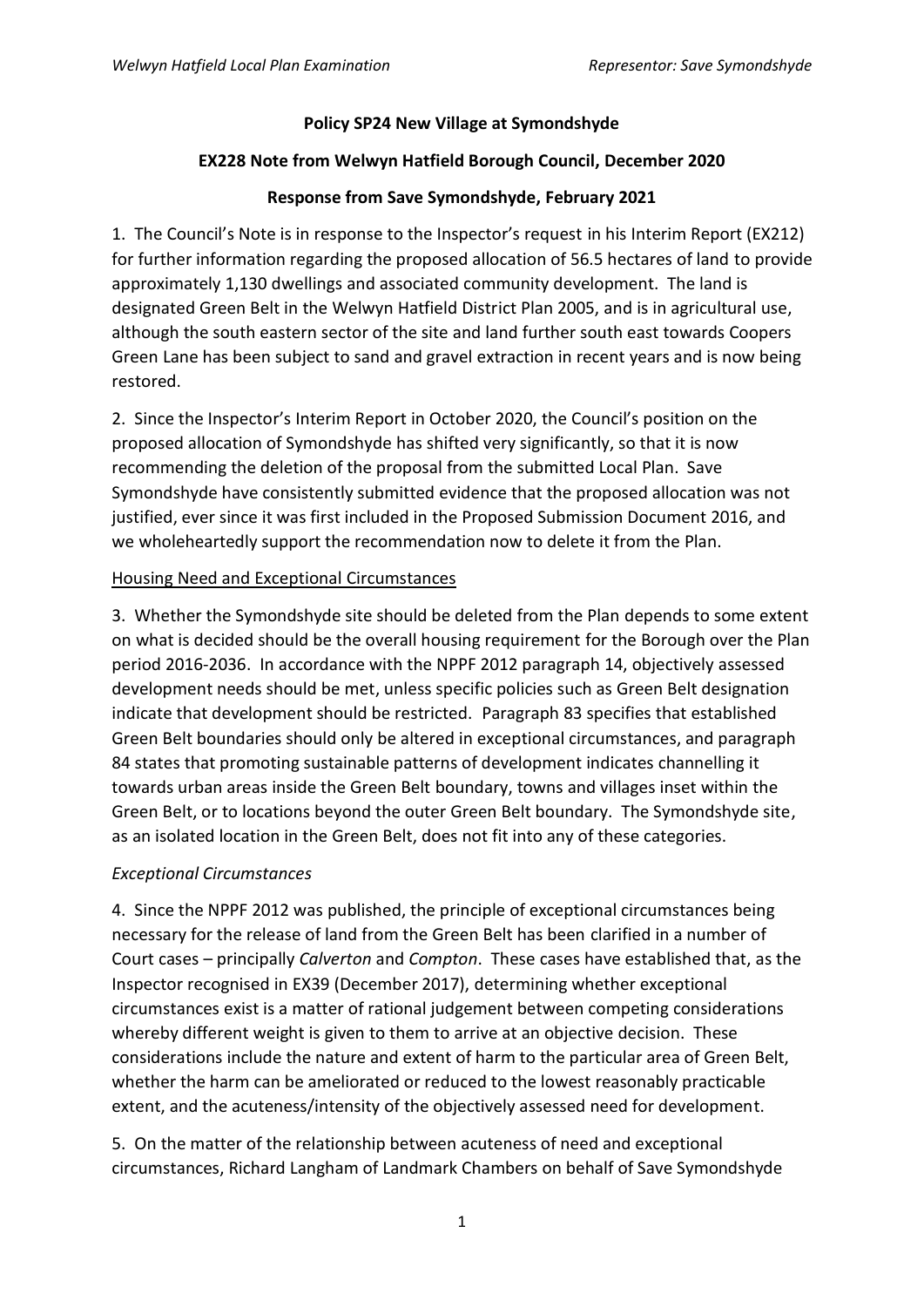**Policy SP24 New Village at Symondshyde**

**EX228 Note from Welwyn Hatfield Borough Council, December 2020**

**Response from Save Symondshyde, February 2021**

1. The Council's Note is in response to the Inspector's request in his Interim Report (EX212) for further information regarding the proposed allocation of 56.5 hectares of land to provide approximately 1,130 dwellings and associated community development. The land is designated Green Belt in the Welwyn Hatfield District Plan 2005, and is in agricultural use, although the south eastern sector of the site and land further south east towards Coopers Green Lane has been subject to sand and gravel extraction in recent years and is now being restored.

2. Since the Inspector's Interim Report in October 2020, the Council's position on the proposed allocation of Symondshyde has shifted very significantly, so that it is now recommending the deletion of the proposal from the submitted Local Plan. Save Symondshyde have consistently submitted evidence that the proposed allocation was not justified, ever since it was first included in the Proposed Submission Document 2016, and we wholeheartedly support the recommendation now to delete it from the Plan.

<u>Housing Need and Exceptional Circumstances</u>

3. Whether the Symondshyde site should be deleted from the Plan depends to some extent on what is decided should be the overall housing requirement for the Borough over the Plan period 2016-2036. In accordance with the NPPF 2012 paragraph 14, objectively assessed development needs should be met, unless specific policies such as Green Belt designation indicate that development should be restricted. Paragraph 83 specifies that established Green Belt boundaries should only be altered in exceptional circumstances, and paragraph 84 states that promoting sustainable patterns of development indicates channelling it towards urban areas inside the Green Belt boundary, towns and villages inset within the Green Belt, or to locations beyond the outer Green Belt boundary. The Symondshyde site, as an isolated location in the Green Belt, does not fit into any of these categories.

*Exceptional Circumstances*

4. Since the NPPF 2012 was published, the principle of exceptional circumstances being necessary for the release of land from the Green Belt has been clarified in a number of Court cases – principally *Calverton* and *Compton*. These cases have established that, as the Inspector recognised in EX39 (December 2017), determining whether exceptional circumstances exist is a matter of rational judgement between competing considerations whereby different weight is given to them to arrive at an objective decision. These considerations include the nature and extent of harm to the particular area of Green Belt, whether the harm can be ameliorated or reduced to the lowest reasonably practicable extent, and the acuteness/intensity of the objectively assessed need for development.

5. On the matter of the relationship between acuteness of need and exceptional circumstances, Richard Langham of Landmark Chambers on behalf of Save Symondshyde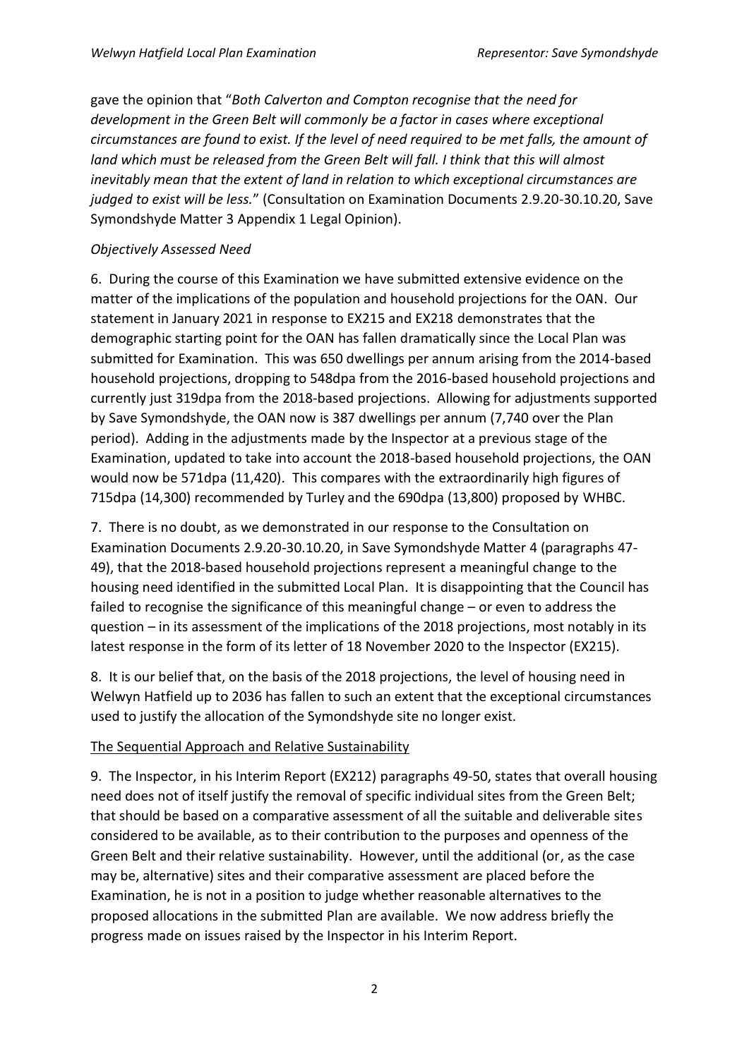gave the opinion that "*Both Calverton and Compton recognise that the need for development in the Green Belt will commonly be a factor in cases where exceptional circumstances are found to exist. If the level of need required to be met falls, the amount of land which must be released from the Green Belt will fall. I think that this will almost inevitably mean that the extent of land in relation to which exceptional circumstances are judged to exist will be less.*" (Consultation on Examination Documents 2.9.20-30.10.20, Save Symondshyde Matter 3 Appendix 1 Legal Opinion).

*Objectively Assessed Need*

6. During the course of this Examination we have submitted extensive evidence on the matter of the implications of the population and household projections for the OAN. Our statement in January 2021 in response to EX215 and EX218 demonstrates that the demographic starting point for the OAN has fallen dramatically since the Local Plan was submitted for Examination. This was 650 dwellings per annum arising from the 2014-based household projections, dropping to 548dpa from the 2016-based household projections and currently just 319dpa from the 2018-based projections. Allowing for adjustments supported by Save Symondshyde, the OAN now is 387 dwellings per annum (7,740 over the Plan period). Adding in the adjustments made by the Inspector at a previous stage of the Examination, updated to take into account the 2018-based household projections, the OAN would now be 571dpa (11,420). This compares with the extraordinarily high figures of 715dpa (14,300) recommended by Turley and the 690dpa (13,800) proposed by WHBC.

7. There is no doubt, as we demonstrated in our response to the Consultation on Examination Documents 2.9.20-30.10.20, in Save Symondshyde Matter 4 (paragraphs 47-49), that the 2018-based household projections represent a meaningful change to the housing need identified in the submitted Local Plan. It is disappointing that the Council has failed to recognise the significance of this meaningful change – or even to address the question – in its assessment of the implications of the 2018 projections, most notably in its latest response in the form of its letter of 18 November 2020 to the Inspector (EX215).

8. It is our belief that, on the basis of the 2018 projections, the level of housing need in Welwyn Hatfield up to 2036 has fallen to such an extent that the exceptional circumstances used to justify the allocation of the Symondshyde site no longer exist.

<u>The Sequential Approach and Relative Sustainability</u>

9. The Inspector, in his Interim Report (EX212) paragraphs 49-50, states that overall housing need does not of itself justify the removal of specific individual sites from the Green Belt; that should be based on a comparative assessment of all the suitable and deliverable sites considered to be available, as to their contribution to the purposes and openness of the Green Belt and their relative sustainability. However, until the additional (or, as the case may be, alternative) sites and their comparative assessment are placed before the Examination, he is not in a position to judge whether reasonable alternatives to the proposed allocations in the submitted Plan are available. We now address briefly the progress made on issues raised by the Inspector in his Interim Report.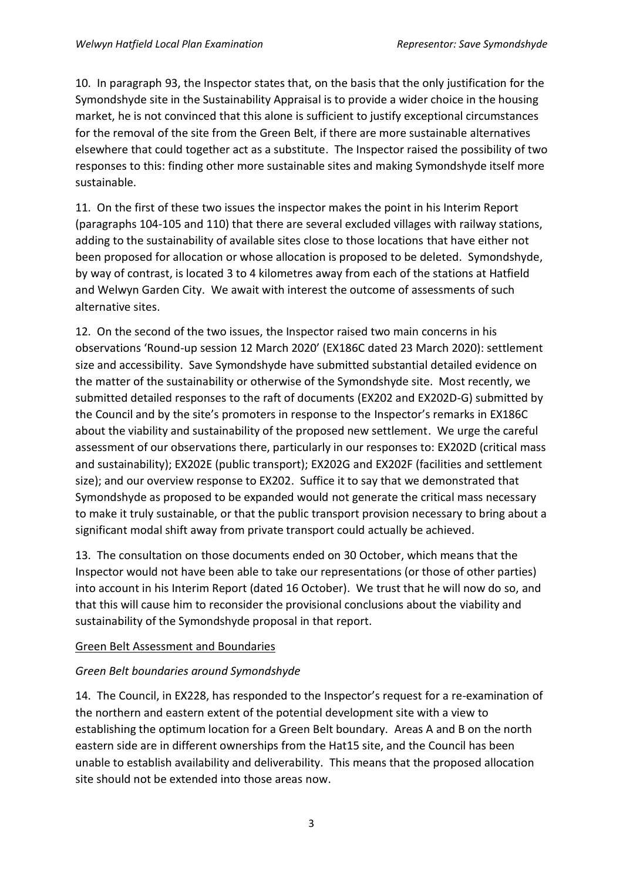10. In paragraph 93, the Inspector states that, on the basis that the only justification for the Symondshyde site in the Sustainability Appraisal is to provide a wider choice in the housing market, he is not convinced that this alone is sufficient to justify exceptional circumstances for the removal of the site from the Green Belt, if there are more sustainable alternatives elsewhere that could together act as a substitute. The Inspector raised the possibility of two responses to this: finding other more sustainable sites and making Symondshyde itself more sustainable.

11. On the first of these two issues the inspector makes the point in his Interim Report (paragraphs 104-105 and 110) that there are several excluded villages with railway stations, adding to the sustainability of available sites close to those locations that have either not been proposed for allocation or whose allocation is proposed to be deleted. Symondshyde, by way of contrast, is located 3 to 4 kilometres away from each of the stations at Hatfield and Welwyn Garden City. We await with interest the outcome of assessments of such alternative sites.

12. On the second of the two issues, the Inspector raised two main concerns in his observations 'Round-up session 12 March 2020' (EX186C dated 23 March 2020): settlement size and accessibility. Save Symondshyde have submitted substantial detailed evidence on the matter of the sustainability or otherwise of the Symondshyde site. Most recently, we submitted detailed responses to the raft of documents (EX202 and EX202D-G) submitted by the Council and by the site's promoters in response to the Inspector's remarks in EX186C about the viability and sustainability of the proposed new settlement. We urge the careful assessment of our observations there, particularly in our responses to: EX202D (critical mass and sustainability); EX202E (public transport); EX202G and EX202F (facilities and settlement size); and our overview response to EX202. Suffice it to say that we demonstrated that Symondshyde as proposed to be expanded would not generate the critical mass necessary to make it truly sustainable, or that the public transport provision necessary to bring about a significant modal shift away from private transport could actually be achieved.

13. The consultation on those documents ended on 30 October, which means that the Inspector would not have been able to take our representations (or those of other parties) into account in his Interim Report (dated 16 October). We trust that he will now do so, and that this will cause him to reconsider the provisional conclusions about the viability and sustainability of the Symondshyde proposal in that report.

<u>Green Belt Assessment and Boundaries</u>

*Green Belt boundaries around Symondshyde*

14. The Council, in EX228, has responded to the Inspector's request for a re-examination of the northern and eastern extent of the potential development site with a view to establishing the optimum location for a Green Belt boundary. Areas A and B on the north eastern side are in different ownerships from the Hat15 site, and the Council has been unable to establish availability and deliverability. This means that the proposed allocation site should not be extended into those areas now.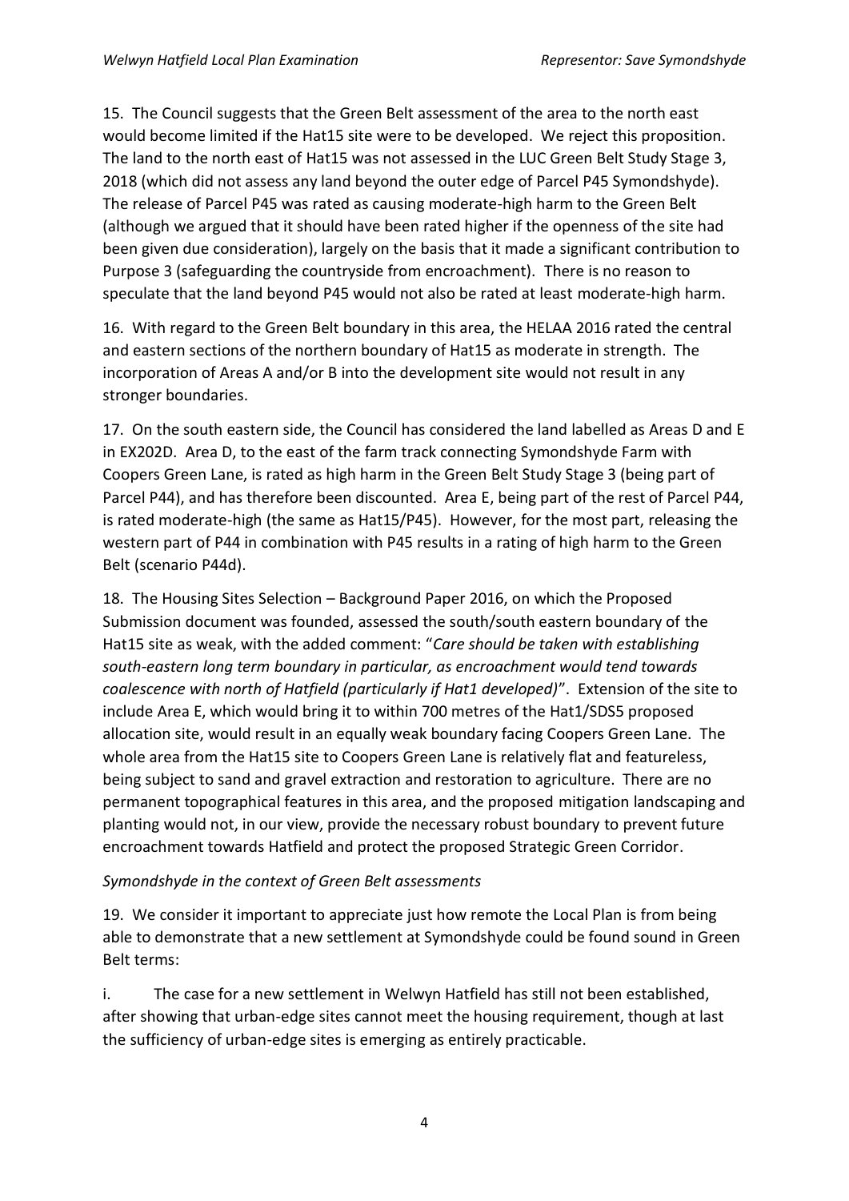15. The Council suggests that the Green Belt assessment of the area to the north east would become limited if the Hat15 site were to be developed. We reject this proposition. The land to the north east of Hat15 was not assessed in the LUC Green Belt Study Stage 3, 2018 (which did not assess any land beyond the outer edge of Parcel P45 Symondshyde). The release of Parcel P45 was rated as causing moderate-high harm to the Green Belt (although we argued that it should have been rated higher if the openness of the site had been given due consideration), largely on the basis that it made a significant contribution to Purpose 3 (safeguarding the countryside from encroachment). There is no reason to speculate that the land beyond P45 would not also be rated at least moderate-high harm.

16. With regard to the Green Belt boundary in this area, the HELAA 2016 rated the central and eastern sections of the northern boundary of Hat15 as moderate in strength. The incorporation of Areas A and/or B into the development site would not result in any stronger boundaries.

17. On the south eastern side, the Council has considered the land labelled as Areas D and E in EX202D. Area D, to the east of the farm track connecting Symondshyde Farm with Coopers Green Lane, is rated as high harm in the Green Belt Study Stage 3 (being part of Parcel P44), and has therefore been discounted. Area E, being part of the rest of Parcel P44, is rated moderate-high (the same as Hat15/P45). However, for the most part, releasing the western part of P44 in combination with P45 results in a rating of high harm to the Green Belt (scenario P44d).

18. The Housing Sites Selection – Background Paper 2016, on which the Proposed Submission document was founded, assessed the south/south eastern boundary of the Hat15 site as weak, with the added comment: "*Care should be taken with establishing south-eastern long term boundary in particular, as encroachment would tend towards coalescence with north of Hatfield (particularly if Hat1 developed)*". Extension of the site to include Area E, which would bring it to within 700 metres of the Hat1/SDS5 proposed allocation site, would result in an equally weak boundary facing Coopers Green Lane. The whole area from the Hat15 site to Coopers Green Lane is relatively flat and featureless, being subject to sand and gravel extraction and restoration to agriculture. There are no permanent topographical features in this area, and the proposed mitigation landscaping and planting would not, in our view, provide the necessary robust boundary to prevent future encroachment towards Hatfield and protect the proposed Strategic Green Corridor.

*Symondshyde in the context of Green Belt assessments*

19. We consider it important to appreciate just how remote the Local Plan is from being able to demonstrate that a new settlement at Symondshyde could be found sound in Green Belt terms:

i. The case for a new settlement in Welwyn Hatfield has still not been established, after showing that urban-edge sites cannot meet the housing requirement, though at last the sufficiency of urban-edge sites is emerging as entirely practicable.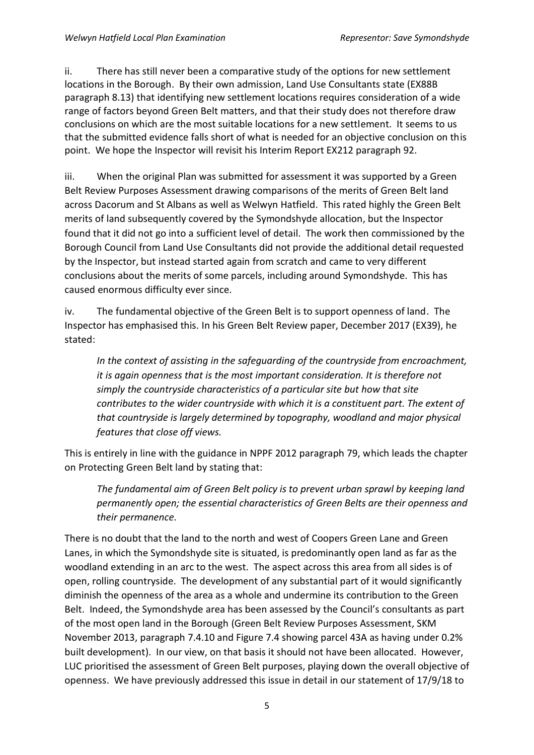ii. There has still never been a comparative study of the options for new settlement locations in the Borough. By their own admission, Land Use Consultants state (EX88B paragraph 8.13) that identifying new settlement locations requires consideration of a wide range of factors beyond Green Belt matters, and that their study does not therefore draw conclusions on which are the most suitable locations for a new settlement. It seems to us that the submitted evidence falls short of what is needed for an objective conclusion on this point. We hope the Inspector will revisit his Interim Report EX212 paragraph 92.

iii. When the original Plan was submitted for assessment it was supported by a Green Belt Review Purposes Assessment drawing comparisons of the merits of Green Belt land across Dacorum and St Albans as well as Welwyn Hatfield. This rated highly the Green Belt merits of land subsequently covered by the Symondshyde allocation, but the Inspector found that it did not go into a sufficient level of detail. The work then commissioned by the Borough Council from Land Use Consultants did not provide the additional detail requested by the Inspector, but instead started again from scratch and came to very different conclusions about the merits of some parcels, including around Symondshyde. This has caused enormous difficulty ever since.

iv. The fundamental objective of the Green Belt is to support openness of land. The Inspector has emphasised this. In his Green Belt Review paper, December 2017 (EX39), he stated:

> *In the context of assisting in the safeguarding of the countryside from encroachment, it is again openness that is the most important consideration. It is therefore not simply the countryside characteristics of a particular site but how that site contributes to the wider countryside with which it is a constituent part. The extent of that countryside is largely determined by topography, woodland and major physical features that close off views.*

This is entirely in line with the guidance in NPPF 2012 paragraph 79, which leads the chapter on Protecting Green Belt land by stating that:

> *The fundamental aim of Green Belt policy is to prevent urban sprawl by keeping land permanently open; the essential characteristics of Green Belts are their openness and their permanence.*

There is no doubt that the land to the north and west of Coopers Green Lane and Green Lanes, in which the Symondshyde site is situated, is predominantly open land as far as the woodland extending in an arc to the west. The aspect across this area from all sides is of open, rolling countryside. The development of any substantial part of it would significantly diminish the openness of the area as a whole and undermine its contribution to the Green Belt. Indeed, the Symondshyde area has been assessed by the Council's consultants as part of the most open land in the Borough (Green Belt Review Purposes Assessment, SKM November 2013, paragraph 7.4.10 and Figure 7.4 showing parcel 43A as having under 0.2% built development). In our view, on that basis it should not have been allocated. However, LUC prioritised the assessment of Green Belt purposes, playing down the overall objective of openness. We have previously addressed this issue in detail in our statement of 17/9/18 to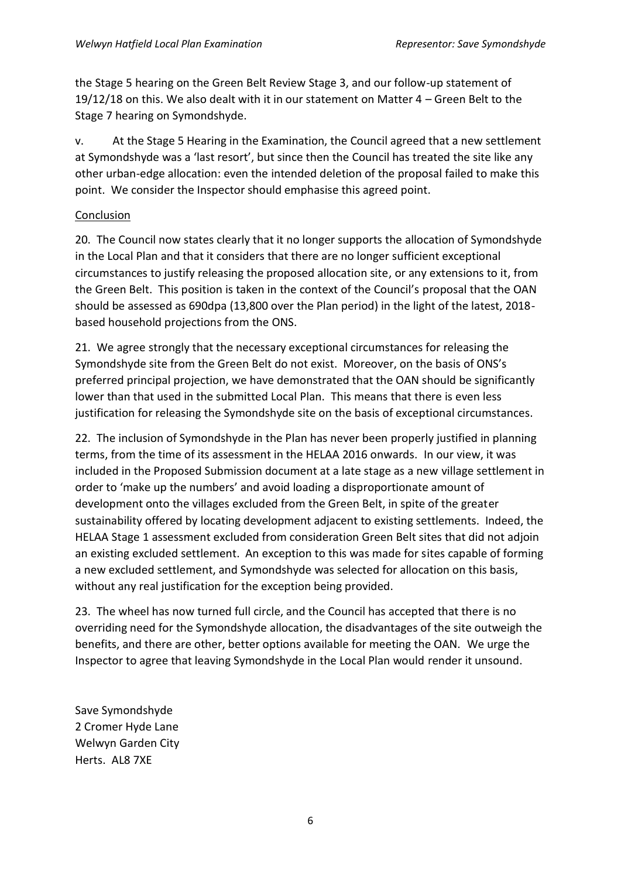the Stage 5 hearing on the Green Belt Review Stage 3, and our follow-up statement of 19/12/18 on this. We also dealt with it in our statement on Matter 4 – Green Belt to the Stage 7 hearing on Symondshyde.

v. At the Stage 5 Hearing in the Examination, the Council agreed that a new settlement at Symondshyde was a 'last resort', but since then the Council has treated the site like any other urban-edge allocation: even the intended deletion of the proposal failed to make this point. We consider the Inspector should emphasise this agreed point.

Conclusion

20. The Council now states clearly that it no longer supports the allocation of Symondshyde in the Local Plan and that it considers that there are no longer sufficient exceptional circumstances to justify releasing the proposed allocation site, or any extensions to it, from the Green Belt. This position is taken in the context of the Council's proposal that the OAN should be assessed as 690dpa (13,800 over the Plan period) in the light of the latest, 2018-based household projections from the ONS.

21. We agree strongly that the necessary exceptional circumstances for releasing the Symondshyde site from the Green Belt do not exist. Moreover, on the basis of ONS's preferred principal projection, we have demonstrated that the OAN should be significantly lower than that used in the submitted Local Plan. This means that there is even less justification for releasing the Symondshyde site on the basis of exceptional circumstances.

22. The inclusion of Symondshyde in the Plan has never been properly justified in planning terms, from the time of its assessment in the HELAA 2016 onwards. In our view, it was included in the Proposed Submission document at a late stage as a new village settlement in order to 'make up the numbers' and avoid loading a disproportionate amount of development onto the villages excluded from the Green Belt, in spite of the greater sustainability offered by locating development adjacent to existing settlements. Indeed, the HELAA Stage 1 assessment excluded from consideration Green Belt sites that did not adjoin an existing excluded settlement. An exception to this was made for sites capable of forming a new excluded settlement, and Symondshyde was selected for allocation on this basis, without any real justification for the exception being provided.

23. The wheel has now turned full circle, and the Council has accepted that there is no overriding need for the Symondshyde allocation, the disadvantages of the site outweigh the benefits, and there are other, better options available for meeting the OAN. We urge the Inspector to agree that leaving Symondshyde in the Local Plan would render it unsound.

Save Symondshyde
2 Cromer Hyde Lane
Welwyn Garden City
Herts. AL8 7XE